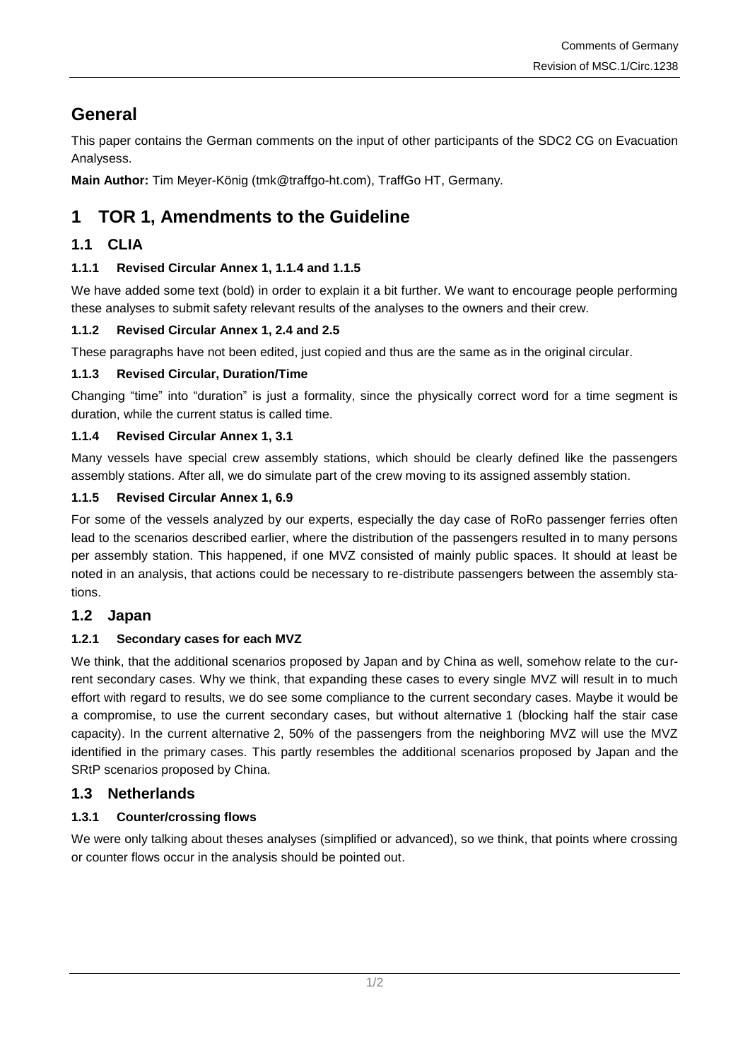# General

This paper contains the German comments on the input of other participants of the SDC2 CG on Evacuation Analysess.

**Main Author:** Tim Meyer-König (tmk@traffgo-ht.com), TraffGo HT, Germany.

# 1 TOR 1, Amendments to the Guideline

## 1.1 CLIA

### 1.1.1 Revised Circular Annex 1, 1.1.4 and 1.1.5

We have added some text (bold) in order to explain it a bit further. We want to encourage people performing these analyses to submit safety relevant results of the analyses to the owners and their crew.

### 1.1.2 Revised Circular Annex 1, 2.4 and 2.5

These paragraphs have not been edited, just copied and thus are the same as in the original circular.

### 1.1.3 Revised Circular, Duration/Time

Changing "time" into "duration" is just a formality, since the physically correct word for a time segment is duration, while the current status is called time.

### 1.1.4 Revised Circular Annex 1, 3.1

Many vessels have special crew assembly stations, which should be clearly defined like the passengers assembly stations. After all, we do simulate part of the crew moving to its assigned assembly station.

### 1.1.5 Revised Circular Annex 1, 6.9

For some of the vessels analyzed by our experts, especially the day case of RoRo passenger ferries often lead to the scenarios described earlier, where the distribution of the passengers resulted in to many persons per assembly station. This happened, if one MVZ consisted of mainly public spaces. It should at least be noted in an analysis, that actions could be necessary to re-distribute passengers between the assembly stations.

## 1.2 Japan

### 1.2.1 Secondary cases for each MVZ

We think, that the additional scenarios proposed by Japan and by China as well, somehow relate to the current secondary cases. Why we think, that expanding these cases to every single MVZ will result in to much effort with regard to results, we do see some compliance to the current secondary cases. Maybe it would be a compromise, to use the current secondary cases, but without alternative 1 (blocking half the stair case capacity). In the current alternative 2, 50% of the passengers from the neighboring MVZ will use the MVZ identified in the primary cases. This partly resembles the additional scenarios proposed by Japan and the SRtP scenarios proposed by China.

## 1.3 Netherlands

### 1.3.1 Counter/crossing flows

We were only talking about theses analyses (simplified or advanced), so we think, that points where crossing or counter flows occur in the analysis should be pointed out.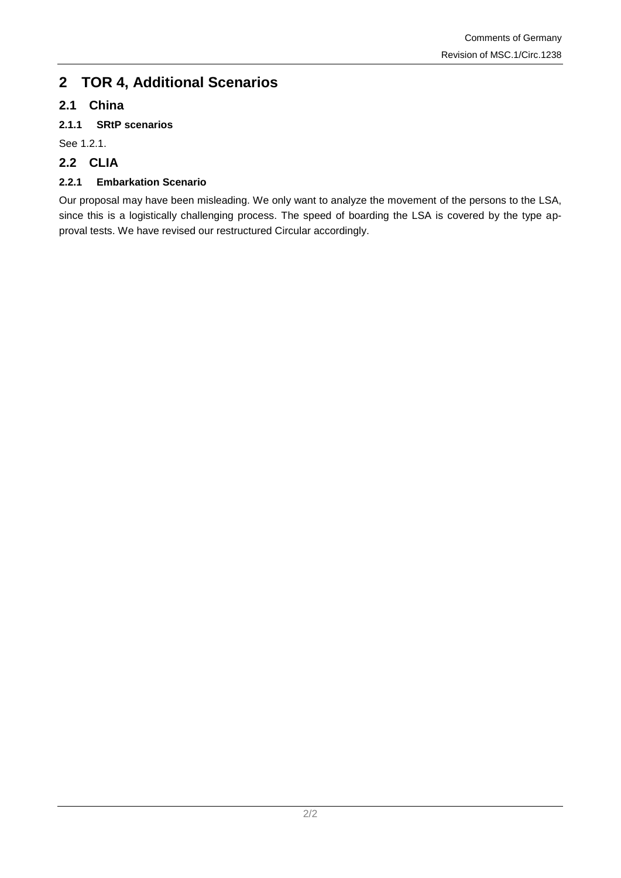# 2 TOR 4, Additional Scenarios

## 2.1 China

### 2.1.1 SRtP scenarios

See 1.2.1.

## 2.2 CLIA

### 2.2.1 Embarkation Scenario

Our proposal may have been misleading. We only want to analyze the movement of the persons to the LSA, since this is a logistically challenging process. The speed of boarding the LSA is covered by the type approval tests. We have revised our restructured Circular accordingly.